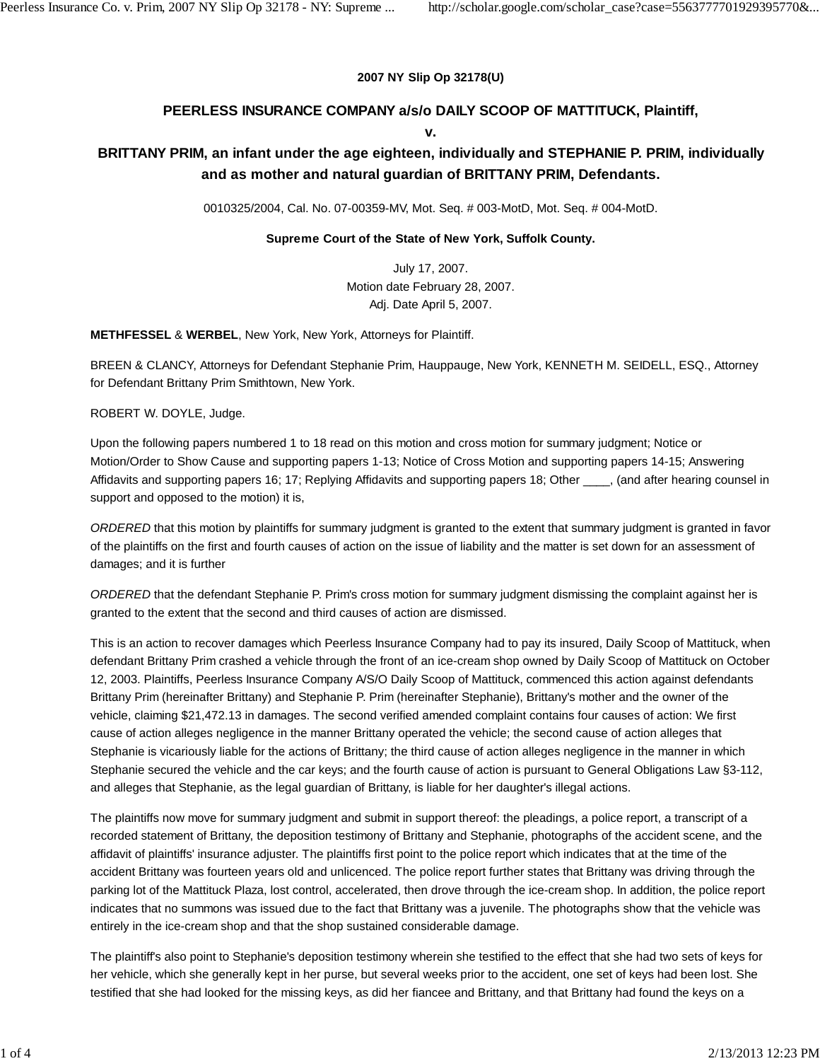**2007 NY Slip Op 32178(U)**

## PEERLESS INSURANCE COMPANY a/s/o DAILY SCOOP OF MATTITUCK, Plaintiff,

## v.

## BRITTANY PRIM, an infant under the age eighteen, individually and STEPHANIE P. PRIM, individually and as mother and natural guardian of BRITTANY PRIM, Defendants.

0010325/2004, Cal. No. 07-00359-MV, Mot. Seq. # 003-MotD, Mot. Seq. # 004-MotD.

**Supreme Court of the State of New York, Suffolk County.**

July 17, 2007.
Motion date February 28, 2007.
Adj. Date April 5, 2007.

**METHFESSEL** & **WERBEL**, New York, New York, Attorneys for Plaintiff.

BREEN & CLANCY, Attorneys for Defendant Stephanie Prim, Hauppauge, New York, KENNETH M. SEIDELL, ESQ., Attorney for Defendant Brittany Prim Smithtown, New York.

ROBERT W. DOYLE, Judge.

Upon the following papers numbered 1 to 18 read on this motion and cross motion for summary judgment; Notice or Motion/Order to Show Cause and supporting papers 1-13; Notice of Cross Motion and supporting papers 14-15; Answering Affidavits and supporting papers 16; 17; Replying Affidavits and supporting papers 18; Other ____, (and after hearing counsel in support and opposed to the motion) it is,

*ORDERED* that this motion by plaintiffs for summary judgment is granted to the extent that summary judgment is granted in favor of the plaintiffs on the first and fourth causes of action on the issue of liability and the matter is set down for an assessment of damages; and it is further

*ORDERED* that the defendant Stephanie P. Prim's cross motion for summary judgment dismissing the complaint against her is granted to the extent that the second and third causes of action are dismissed.

This is an action to recover damages which Peerless Insurance Company had to pay its insured, Daily Scoop of Mattituck, when defendant Brittany Prim crashed a vehicle through the front of an ice-cream shop owned by Daily Scoop of Mattituck on October 12, 2003. Plaintiffs, Peerless Insurance Company A/S/O Daily Scoop of Mattituck, commenced this action against defendants Brittany Prim (hereinafter Brittany) and Stephanie P. Prim (hereinafter Stephanie), Brittany's mother and the owner of the vehicle, claiming $21,472.13 in damages. The second verified amended complaint contains four causes of action: We first cause of action alleges negligence in the manner Brittany operated the vehicle; the second cause of action alleges that Stephanie is vicariously liable for the actions of Brittany; the third cause of action alleges negligence in the manner in which Stephanie secured the vehicle and the car keys; and the fourth cause of action is pursuant to General Obligations Law §3-112, and alleges that Stephanie, as the legal guardian of Brittany, is liable for her daughter's illegal actions.

The plaintiffs now move for summary judgment and submit in support thereof: the pleadings, a police report, a transcript of a recorded statement of Brittany, the deposition testimony of Brittany and Stephanie, photographs of the accident scene, and the affidavit of plaintiffs' insurance adjuster. The plaintiffs first point to the police report which indicates that at the time of the accident Brittany was fourteen years old and unlicenced. The police report further states that Brittany was driving through the parking lot of the Mattituck Plaza, lost control, accelerated, then drove through the ice-cream shop. In addition, the police report indicates that no summons was issued due to the fact that Brittany was a juvenile. The photographs show that the vehicle was entirely in the ice-cream shop and that the shop sustained considerable damage.

The plaintiff's also point to Stephanie's deposition testimony wherein she testified to the effect that she had two sets of keys for her vehicle, which she generally kept in her purse, but several weeks prior to the accident, one set of keys had been lost. She testified that she had looked for the missing keys, as did her fiancee and Brittany, and that Brittany had found the keys on a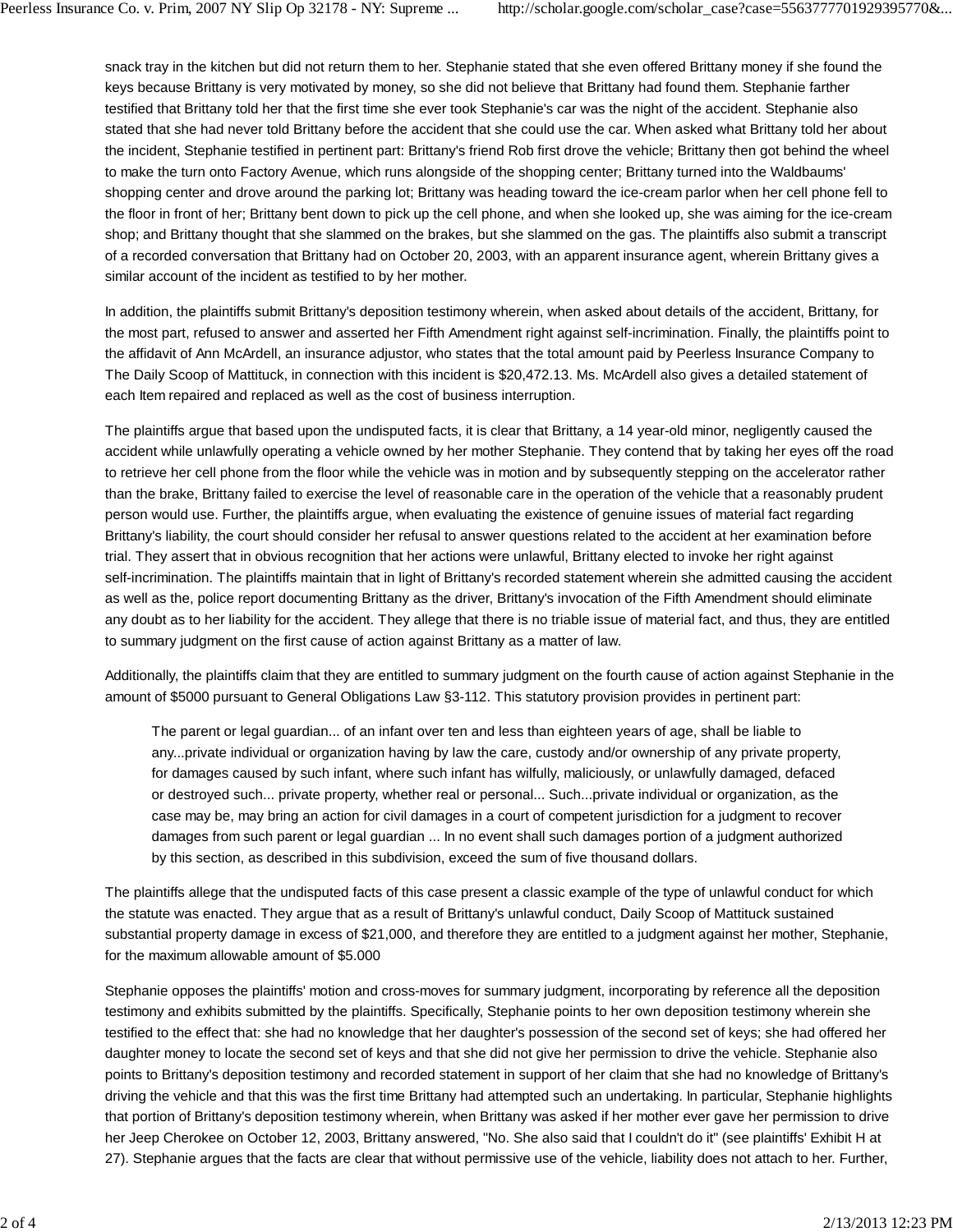snack tray in the kitchen but did not return them to her. Stephanie stated that she even offered Brittany money if she found the keys because Brittany is very motivated by money, so she did not believe that Brittany had found them. Stephanie farther testified that Brittany told her that the first time she ever took Stephanie's car was the night of the accident. Stephanie also stated that she had never told Brittany before the accident that she could use the car. When asked what Brittany told her about the incident, Stephanie testified in pertinent part: Brittany's friend Rob first drove the vehicle; Brittany then got behind the wheel to make the turn onto Factory Avenue, which runs alongside of the shopping center; Brittany turned into the Waldbaums' shopping center and drove around the parking lot; Brittany was heading toward the ice-cream parlor when her cell phone fell to the floor in front of her; Brittany bent down to pick up the cell phone, and when she looked up, she was aiming for the ice-cream shop; and Brittany thought that she slammed on the brakes, but she slammed on the gas. The plaintiffs also submit a transcript of a recorded conversation that Brittany had on October 20, 2003, with an apparent insurance agent, wherein Brittany gives a similar account of the incident as testified to by her mother.

In addition, the plaintiffs submit Brittany's deposition testimony wherein, when asked about details of the accident, Brittany, for the most part, refused to answer and asserted her Fifth Amendment right against self-incrimination. Finally, the plaintiffs point to the affidavit of Ann McArdell, an insurance adjustor, who states that the total amount paid by Peerless Insurance Company to The Daily Scoop of Mattituck, in connection with this incident is $20,472.13. Ms. McArdell also gives a detailed statement of each Item repaired and replaced as well as the cost of business interruption.

The plaintiffs argue that based upon the undisputed facts, it is clear that Brittany, a 14 year-old minor, negligently caused the accident while unlawfully operating a vehicle owned by her mother Stephanie. They contend that by taking her eyes off the road to retrieve her cell phone from the floor while the vehicle was in motion and by subsequently stepping on the accelerator rather than the brake, Brittany failed to exercise the level of reasonable care in the operation of the vehicle that a reasonably prudent person would use. Further, the plaintiffs argue, when evaluating the existence of genuine issues of material fact regarding Brittany's liability, the court should consider her refusal to answer questions related to the accident at her examination before trial. They assert that in obvious recognition that her actions were unlawful, Brittany elected to invoke her right against self-incrimination. The plaintiffs maintain that in light of Brittany's recorded statement wherein she admitted causing the accident as well as the, police report documenting Brittany as the driver, Brittany's invocation of the Fifth Amendment should eliminate any doubt as to her liability for the accident. They allege that there is no triable issue of material fact, and thus, they are entitled to summary judgment on the first cause of action against Brittany as a matter of law.

Additionally, the plaintiffs claim that they are entitled to summary judgment on the fourth cause of action against Stephanie in the amount of $5000 pursuant to General Obligations Law §3-112. This statutory provision provides in pertinent part:

> The parent or legal guardian... of an infant over ten and less than eighteen years of age, shall be liable to any...private individual or organization having by law the care, custody and/or ownership of any private property, for damages caused by such infant, where such infant has wilfully, maliciously, or unlawfully damaged, defaced or destroyed such... private property, whether real or personal... Such...private individual or organization, as the case may be, may bring an action for civil damages in a court of competent jurisdiction for a judgment to recover damages from such parent or legal guardian ... In no event shall such damages portion of a judgment authorized by this section, as described in this subdivision, exceed the sum of five thousand dollars.

The plaintiffs allege that the undisputed facts of this case present a classic example of the type of unlawful conduct for which the statute was enacted. They argue that as a result of Brittany's unlawful conduct, Daily Scoop of Mattituck sustained substantial property damage in excess of $21,000, and therefore they are entitled to a judgment against her mother, Stephanie, for the maximum allowable amount of $5.000

Stephanie opposes the plaintiffs' motion and cross-moves for summary judgment, incorporating by reference all the deposition testimony and exhibits submitted by the plaintiffs. Specifically, Stephanie points to her own deposition testimony wherein she testified to the effect that: she had no knowledge that her daughter's possession of the second set of keys; she had offered her daughter money to locate the second set of keys and that she did not give her permission to drive the vehicle. Stephanie also points to Brittany's deposition testimony and recorded statement in support of her claim that she had no knowledge of Brittany's driving the vehicle and that this was the first time Brittany had attempted such an undertaking. In particular, Stephanie highlights that portion of Brittany's deposition testimony wherein, when Brittany was asked if her mother ever gave her permission to drive her Jeep Cherokee on October 12, 2003, Brittany answered, "No. She also said that I couldn't do it" (see plaintiffs' Exhibit H at 27). Stephanie argues that the facts are clear that without permissive use of the vehicle, liability does not attach to her. Further,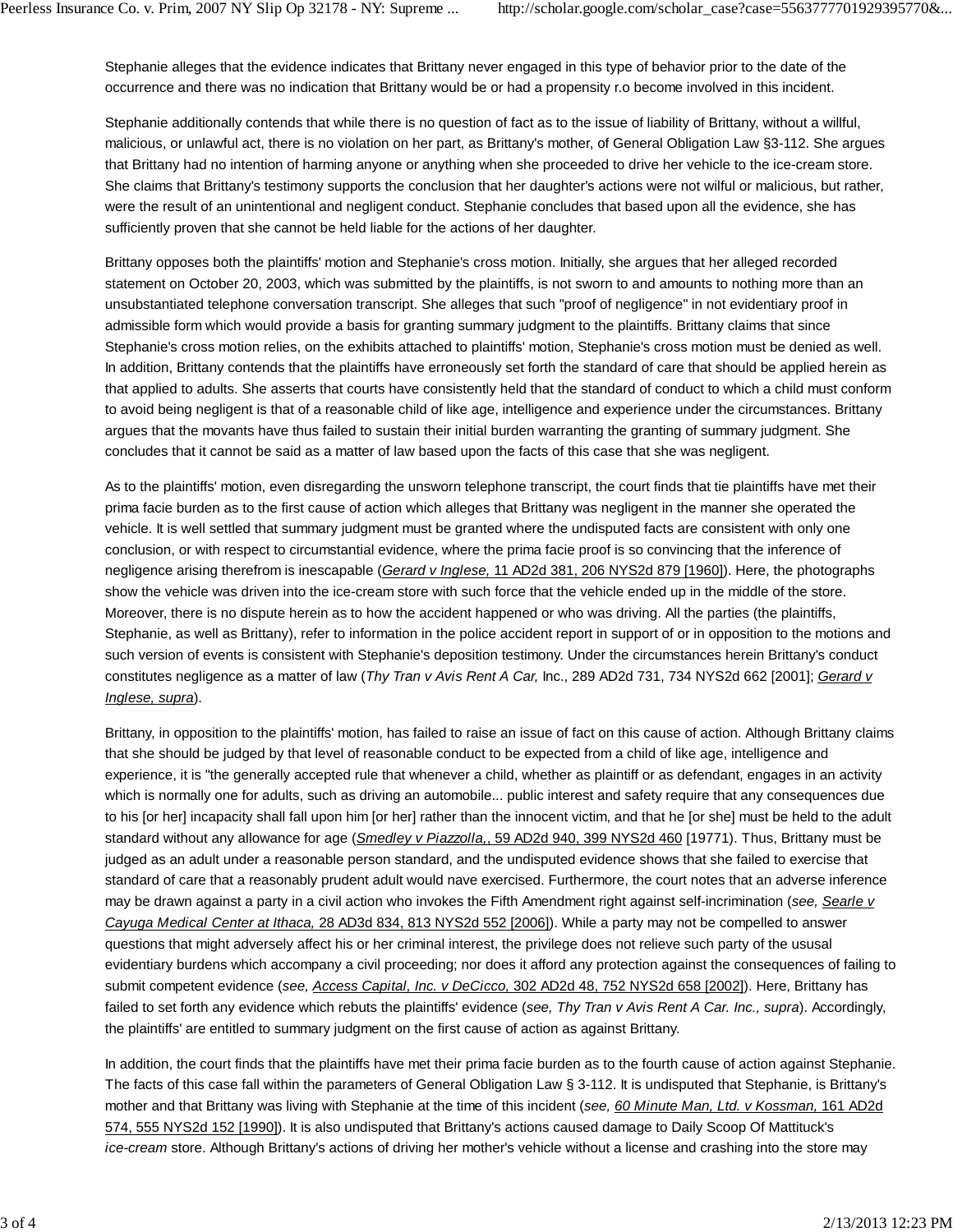Stephanie alleges that the evidence indicates that Brittany never engaged in this type of behavior prior to the date of the occurrence and there was no indication that Brittany would be or had a propensity r.o become involved in this incident.

Stephanie additionally contends that while there is no question of fact as to the issue of liability of Brittany, without a willful, malicious, or unlawful act, there is no violation on her part, as Brittany's mother, of General Obligation Law §3-112. She argues that Brittany had no intention of harming anyone or anything when she proceeded to drive her vehicle to the ice-cream store. She claims that Brittany's testimony supports the conclusion that her daughter's actions were not wilful or malicious, but rather, were the result of an unintentional and negligent conduct. Stephanie concludes that based upon all the evidence, she has sufficiently proven that she cannot be held liable for the actions of her daughter.

Brittany opposes both the plaintiffs' motion and Stephanie's cross motion. Initially, she argues that her alleged recorded statement on October 20, 2003, which was submitted by the plaintiffs, is not sworn to and amounts to nothing more than an unsubstantiated telephone conversation transcript. She alleges that such "proof of negligence" in not evidentiary proof in admissible form which would provide a basis for granting summary judgment to the plaintiffs. Brittany claims that since Stephanie's cross motion relies, on the exhibits attached to plaintiffs' motion, Stephanie's cross motion must be denied as well. In addition, Brittany contends that the plaintiffs have erroneously set forth the standard of care that should be applied herein as that applied to adults. She asserts that courts have consistently held that the standard of conduct to which a child must conform to avoid being negligent is that of a reasonable child of like age, intelligence and experience under the circumstances. Brittany argues that the movants have thus failed to sustain their initial burden warranting the granting of summary judgment. She concludes that it cannot be said as a matter of law based upon the facts of this case that she was negligent.

As to the plaintiffs' motion, even disregarding the unsworn telephone transcript, the court finds that tie plaintiffs have met their prima facie burden as to the first cause of action which alleges that Brittany was negligent in the manner she operated the vehicle. It is well settled that summary judgment must be granted where the undisputed facts are consistent with only one conclusion, or with respect to circumstantial evidence, where the prima facie proof is so convincing that the inference of negligence arising therefrom is inescapable (*Gerard v Inglese,* 11 AD2d 381, 206 NYS2d 879 [1960]). Here, the photographs show the vehicle was driven into the ice-cream store with such force that the vehicle ended up in the middle of the store. Moreover, there is no dispute herein as to how the accident happened or who was driving. All the parties (the plaintiffs, Stephanie, as well as Brittany), refer to information in the police accident report in support of or in opposition to the motions and such version of events is consistent with Stephanie's deposition testimony. Under the circumstances herein Brittany's conduct constitutes negligence as a matter of law (*Thy Tran v Avis Rent A Car,* Inc., 289 AD2d 731, 734 NYS2d 662 [2001]; *Gerard v Inglese, supra*).

Brittany, in opposition to the plaintiffs' motion, has failed to raise an issue of fact on this cause of action. Although Brittany claims that she should be judged by that level of reasonable conduct to be expected from a child of like age, intelligence and experience, it is "the generally accepted rule that whenever a child, whether as plaintiff or as defendant, engages in an activity which is normally one for adults, such as driving an automobile... public interest and safety require that any consequences due to his [or her] incapacity shall fall upon him [or her] rather than the innocent victim, and that he [or she] must be held to the adult standard without any allowance for age (*Smedley v Piazzolla,*, 59 AD2d 940, 399 NYS2d 460 [19771). Thus, Brittany must be judged as an adult under a reasonable person standard, and the undisputed evidence shows that she failed to exercise that standard of care that a reasonably prudent adult would nave exercised. Furthermore, the court notes that an adverse inference may be drawn against a party in a civil action who invokes the Fifth Amendment right against self-incrimination (*see, Searle v Cayuga Medical Center at Ithaca,* 28 AD3d 834, 813 NYS2d 552 [2006]). While a party may not be compelled to answer questions that might adversely affect his or her criminal interest, the privilege does not relieve such party of the ususal evidentiary burdens which accompany a civil proceeding; nor does it afford any protection against the consequences of failing to submit competent evidence (*see, Access Capital, Inc. v DeCicco,* 302 AD2d 48, 752 NYS2d 658 [2002]). Here, Brittany has failed to set forth any evidence which rebuts the plaintiffs' evidence (*see, Thy Tran v Avis Rent A Car. Inc., supra*). Accordingly, the plaintiffs' are entitled to summary judgment on the first cause of action as against Brittany.

In addition, the court finds that the plaintiffs have met their prima facie burden as to the fourth cause of action against Stephanie. The facts of this case fall within the parameters of General Obligation Law § 3-112. It is undisputed that Stephanie, is Brittany's mother and that Brittany was living with Stephanie at the time of this incident (*see, 60 Minute Man, Ltd. v Kossman,* 161 AD2d 574, 555 NYS2d 152 [1990]). It is also undisputed that Brittany's actions caused damage to Daily Scoop Of Mattituck's *ice-cream* store. Although Brittany's actions of driving her mother's vehicle without a license and crashing into the store may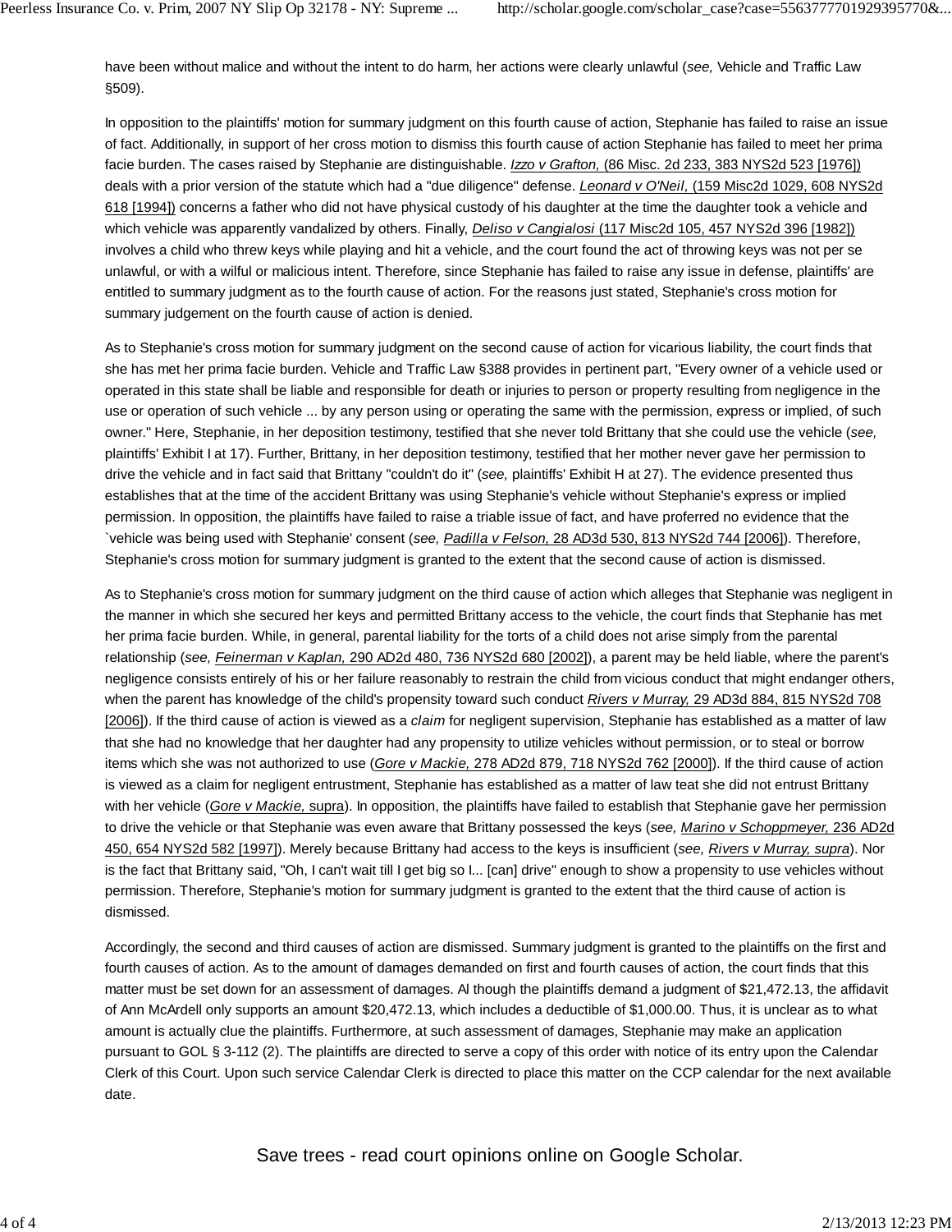have been without malice and without the intent to do harm, her actions were clearly unlawful (*see,* Vehicle and Traffic Law §509).

In opposition to the plaintiffs' motion for summary judgment on this fourth cause of action, Stephanie has failed to raise an issue of fact. Additionally, in support of her cross motion to dismiss this fourth cause of action Stephanie has failed to meet her prima facie burden. The cases raised by Stephanie are distinguishable. *Izzo v Grafton,* (86 Misc. 2d 233, 383 NYS2d 523 [1976]) deals with a prior version of the statute which had a "due diligence" defense. *Leonard v O'Neil,* (159 Misc2d 1029, 608 NYS2d 618 [1994]) concerns a father who did not have physical custody of his daughter at the time the daughter took a vehicle and which vehicle was apparently vandalized by others. Finally, *Deliso v Cangialosi* (117 Misc2d 105, 457 NYS2d 396 [1982]) involves a child who threw keys while playing and hit a vehicle, and the court found the act of throwing keys was not per se unlawful, or with a wilful or malicious intent. Therefore, since Stephanie has failed to raise any issue in defense, plaintiffs' are entitled to summary judgment as to the fourth cause of action. For the reasons just stated, Stephanie's cross motion for summary judgement on the fourth cause of action is denied.

As to Stephanie's cross motion for summary judgment on the second cause of action for vicarious liability, the court finds that she has met her prima facie burden. Vehicle and Traffic Law §388 provides in pertinent part, "Every owner of a vehicle used or operated in this state shall be liable and responsible for death or injuries to person or property resulting from negligence in the use or operation of such vehicle ... by any person using or operating the same with the permission, express or implied, of such owner." Here, Stephanie, in her deposition testimony, testified that she never told Brittany that she could use the vehicle (*see,* plaintiffs' Exhibit I at 17). Further, Brittany, in her deposition testimony, testified that her mother never gave her permission to drive the vehicle and in fact said that Brittany "couldn't do it" (*see,* plaintiffs' Exhibit H at 27). The evidence presented thus establishes that at the time of the accident Brittany was using Stephanie's vehicle without Stephanie's express or implied permission. In opposition, the plaintiffs have failed to raise a triable issue of fact, and have proferred no evidence that the `vehicle was being used with Stephanie' consent (*see, Padilla v Felson,* 28 AD3d 530, 813 NYS2d 744 [2006]). Therefore, Stephanie's cross motion for summary judgment is granted to the extent that the second cause of action is dismissed.

As to Stephanie's cross motion for summary judgment on the third cause of action which alleges that Stephanie was negligent in the manner in which she secured her keys and permitted Brittany access to the vehicle, the court finds that Stephanie has met her prima facie burden. While, in general, parental liability for the torts of a child does not arise simply from the parental relationship (*see, Feinerman v Kaplan,* 290 AD2d 480, 736 NYS2d 680 [2002]), a parent may be held liable, where the parent's negligence consists entirely of his or her failure reasonably to restrain the child from vicious conduct that might endanger others, when the parent has knowledge of the child's propensity toward such conduct *Rivers v Murray,* 29 AD3d 884, 815 NYS2d 708 [2006]). If the third cause of action is viewed as a *claim* for negligent supervision, Stephanie has established as a matter of law that she had no knowledge that her daughter had any propensity to utilize vehicles without permission, or to steal or borrow items which she was not authorized to use (*Gore v Mackie,* 278 AD2d 879, 718 NYS2d 762 [2000]). If the third cause of action is viewed as a claim for negligent entrustment, Stephanie has established as a matter of law teat she did not entrust Brittany with her vehicle (*Gore v Mackie,* supra). In opposition, the plaintiffs have failed to establish that Stephanie gave her permission to drive the vehicle or that Stephanie was even aware that Brittany possessed the keys (*see, Marino v Schoppmeyer,* 236 AD2d 450, 654 NYS2d 582 [1997]). Merely because Brittany had access to the keys is insufficient (*see, Rivers v Murray, supra*). Nor is the fact that Brittany said, "Oh, I can't wait till I get big so I... [can] drive" enough to show a propensity to use vehicles without permission. Therefore, Stephanie's motion for summary judgment is granted to the extent that the third cause of action is dismissed.

Accordingly, the second and third causes of action are dismissed. Summary judgment is granted to the plaintiffs on the first and fourth causes of action. As to the amount of damages demanded on first and fourth causes of action, the court finds that this matter must be set down for an assessment of damages. Al though the plaintiffs demand a judgment of $21,472.13, the affidavit of Ann McArdell only supports an amount $20,472.13, which includes a deductible of $1,000.00. Thus, it is unclear as to what amount is actually clue the plaintiffs. Furthermore, at such assessment of damages, Stephanie may make an application pursuant to GOL § 3-112 (2). The plaintiffs are directed to serve a copy of this order with notice of its entry upon the Calendar Clerk of this Court. Upon such service Calendar Clerk is directed to place this matter on the CCP calendar for the next available date.

Save trees - read court opinions online on Google Scholar.